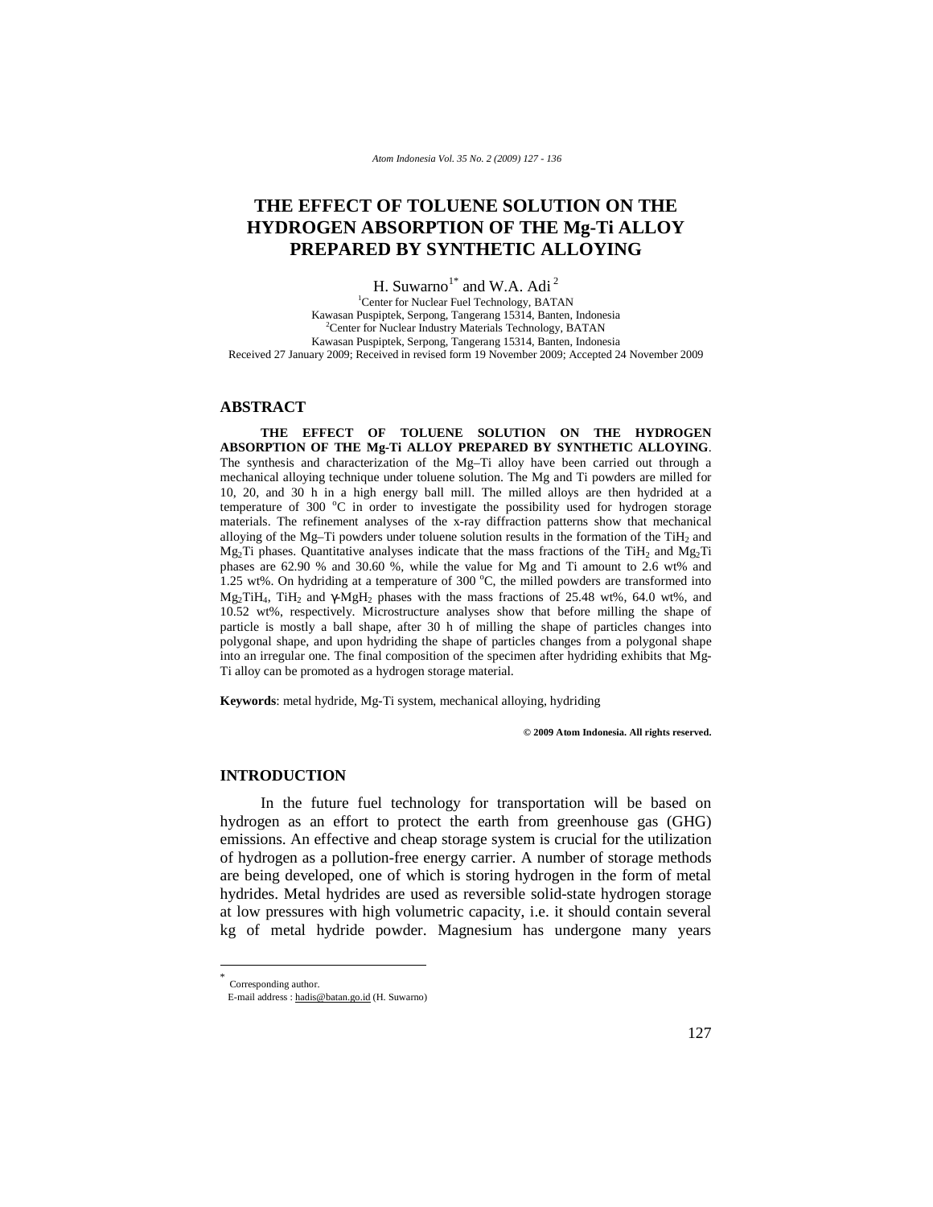# THE EFFECT OF TOLUENE SOLUTION ON THE HYDROGEN ABSORPTION OF THE Mg-Ti ALLOY PREPARED BY SYNTHETIC ALLOYING

H. Suwarno[1*] and W.A. Adi[2]

[1]Center for Nuclear Fuel Technology, BATAN
Kawasan Puspiptek, Serpong, Tangerang 15314, Banten, Indonesia
[2]Center for Nuclear Industry Materials Technology, BATAN
Kawasan Puspiptek, Serpong, Tangerang 15314, Banten, Indonesia
Received 27 January 2009; Received in revised form 19 November 2009; Accepted 24 November 2009

## ABSTRACT

**THE EFFECT OF TOLUENE SOLUTION ON THE HYDROGEN ABSORPTION OF THE Mg-Ti ALLOY PREPARED BY SYNTHETIC ALLOYING**. The synthesis and characterization of the Mg–Ti alloy have been carried out through a mechanical alloying technique under toluene solution. The Mg and Ti powders are milled for 10, 20, and 30 h in a high energy ball mill. The milled alloys are then hydrided at a temperature of 300 °C in order to investigate the possibility used for hydrogen storage materials. The refinement analyses of the x-ray diffraction patterns show that mechanical alloying of the Mg–Ti powders under toluene solution results in the formation of the $TiH_2$ and $Mg_2Ti$ phases. Quantitative analyses indicate that the mass fractions of the $TiH_2$ and $Mg_2Ti$ phases are 62.90 % and 30.60 %, while the value for Mg and Ti amount to 2.6 wt% and 1.25 wt%. On hydriding at a temperature of 300 °C, the milled powders are transformed into $Mg_2TiH_4$, $TiH_2$ and $\gamma$-$MgH_2$ phases with the mass fractions of 25.48 wt%, 64.0 wt%, and 10.52 wt%, respectively. Microstructure analyses show that before milling the shape of particle is mostly a ball shape, after 30 h of milling the shape of particles changes into polygonal shape, and upon hydriding the shape of particles changes from a polygonal shape into an irregular one. The final composition of the specimen after hydriding exhibits that Mg-Ti alloy can be promoted as a hydrogen storage material.

**Keywords**: metal hydride, Mg-Ti system, mechanical alloying, hydriding

**© 2009 Atom Indonesia. All rights reserved.**

## INTRODUCTION

In the future fuel technology for transportation will be based on hydrogen as an effort to protect the earth from greenhouse gas (GHG) emissions. An effective and cheap storage system is crucial for the utilization of hydrogen as a pollution-free energy carrier. A number of storage methods are being developed, one of which is storing hydrogen in the form of metal hydrides. Metal hydrides are used as reversible solid-state hydrogen storage at low pressures with high volumetric capacity, i.e. it should contain several kg of metal hydride powder. Magnesium has undergone many years

---

[*] Corresponding author.
E-mail address : hadis@batan.go.id (H. Suwarno)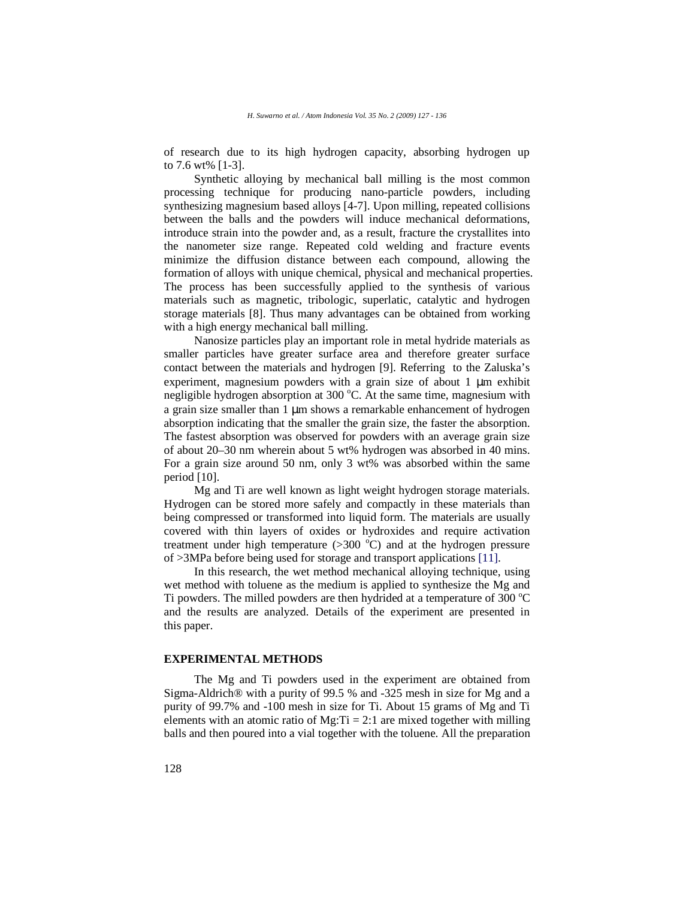of research due to its high hydrogen capacity, absorbing hydrogen up to 7.6 wt% [1-3].

Synthetic alloying by mechanical ball milling is the most common processing technique for producing nano-particle powders, including synthesizing magnesium based alloys [4-7]. Upon milling, repeated collisions between the balls and the powders will induce mechanical deformations, introduce strain into the powder and, as a result, fracture the crystallites into the nanometer size range. Repeated cold welding and fracture events minimize the diffusion distance between each compound, allowing the formation of alloys with unique chemical, physical and mechanical properties. The process has been successfully applied to the synthesis of various materials such as magnetic, tribologic, superlatic, catalytic and hydrogen storage materials [8]. Thus many advantages can be obtained from working with a high energy mechanical ball milling.

Nanosize particles play an important role in metal hydride materials as smaller particles have greater surface area and therefore greater surface contact between the materials and hydrogen [9]. Referring to the Zaluska's experiment, magnesium powders with a grain size of about 1 μm exhibit negligible hydrogen absorption at 300 °C. At the same time, magnesium with a grain size smaller than 1 μm shows a remarkable enhancement of hydrogen absorption indicating that the smaller the grain size, the faster the absorption. The fastest absorption was observed for powders with an average grain size of about 20–30 nm wherein about 5 wt% hydrogen was absorbed in 40 mins. For a grain size around 50 nm, only 3 wt% was absorbed within the same period [10].

Mg and Ti are well known as light weight hydrogen storage materials. Hydrogen can be stored more safely and compactly in these materials than being compressed or transformed into liquid form. The materials are usually covered with thin layers of oxides or hydroxides and require activation treatment under high temperature (>300 °C) and at the hydrogen pressure of >3MPa before being used for storage and transport applications [11].

In this research, the wet method mechanical alloying technique, using wet method with toluene as the medium is applied to synthesize the Mg and Ti powders. The milled powders are then hydrided at a temperature of 300 °C and the results are analyzed. Details of the experiment are presented in this paper.

## EXPERIMENTAL METHODS

The Mg and Ti powders used in the experiment are obtained from Sigma-Aldrich® with a purity of 99.5 % and -325 mesh in size for Mg and a purity of 99.7% and -100 mesh in size for Ti. About 15 grams of Mg and Ti elements with an atomic ratio of Mg:Ti = 2:1 are mixed together with milling balls and then poured into a vial together with the toluene. All the preparation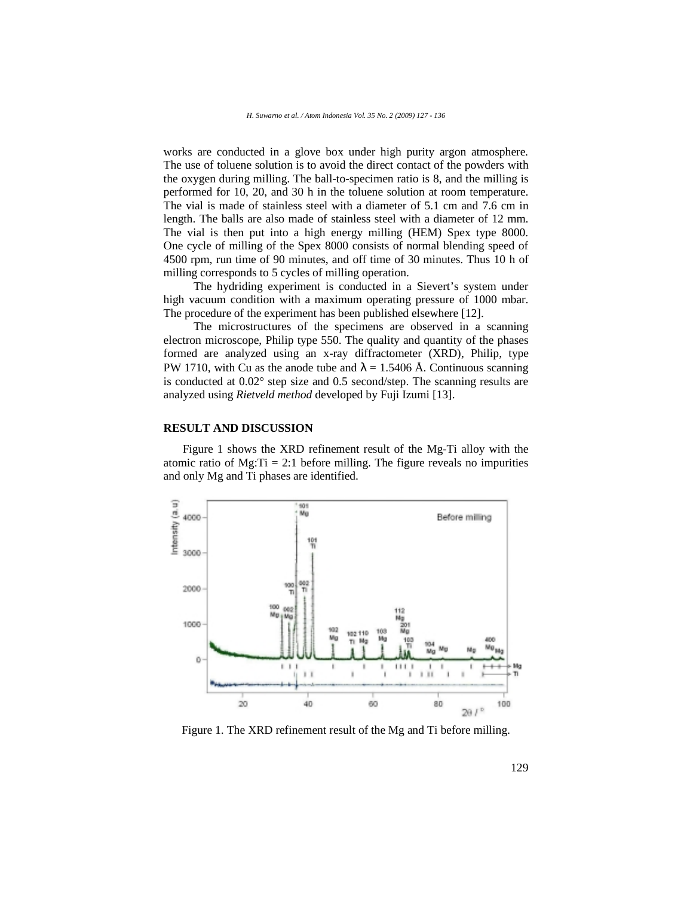works are conducted in a glove box under high purity argon atmosphere. The use of toluene solution is to avoid the direct contact of the powders with the oxygen during milling. The ball-to-specimen ratio is 8, and the milling is performed for 10, 20, and 30 h in the toluene solution at room temperature. The vial is made of stainless steel with a diameter of 5.1 cm and 7.6 cm in length. The balls are also made of stainless steel with a diameter of 12 mm. The vial is then put into a high energy milling (HEM) Spex type 8000. One cycle of milling of the Spex 8000 consists of normal blending speed of 4500 rpm, run time of 90 minutes, and off time of 30 minutes. Thus 10 h of milling corresponds to 5 cycles of milling operation.

The hydriding experiment is conducted in a Sievert's system under high vacuum condition with a maximum operating pressure of 1000 mbar. The procedure of the experiment has been published elsewhere [12].

The microstructures of the specimens are observed in a scanning electron microscope, Philip type 550. The quality and quantity of the phases formed are analyzed using an x-ray diffractometer (XRD), Philip, type PW 1710, with Cu as the anode tube and $\lambda$ = 1.5406 Å. Continuous scanning is conducted at 0.02° step size and 0.5 second/step. The scanning results are analyzed using *Rietveld method* developed by Fuji Izumi [13].

## RESULT AND DISCUSSION

Figure 1 shows the XRD refinement result of the Mg-Ti alloy with the atomic ratio of Mg:Ti = 2:1 before milling. The figure reveals no impurities and only Mg and Ti phases are identified.

Figure 1. The XRD refinement result of the Mg and Ti before milling.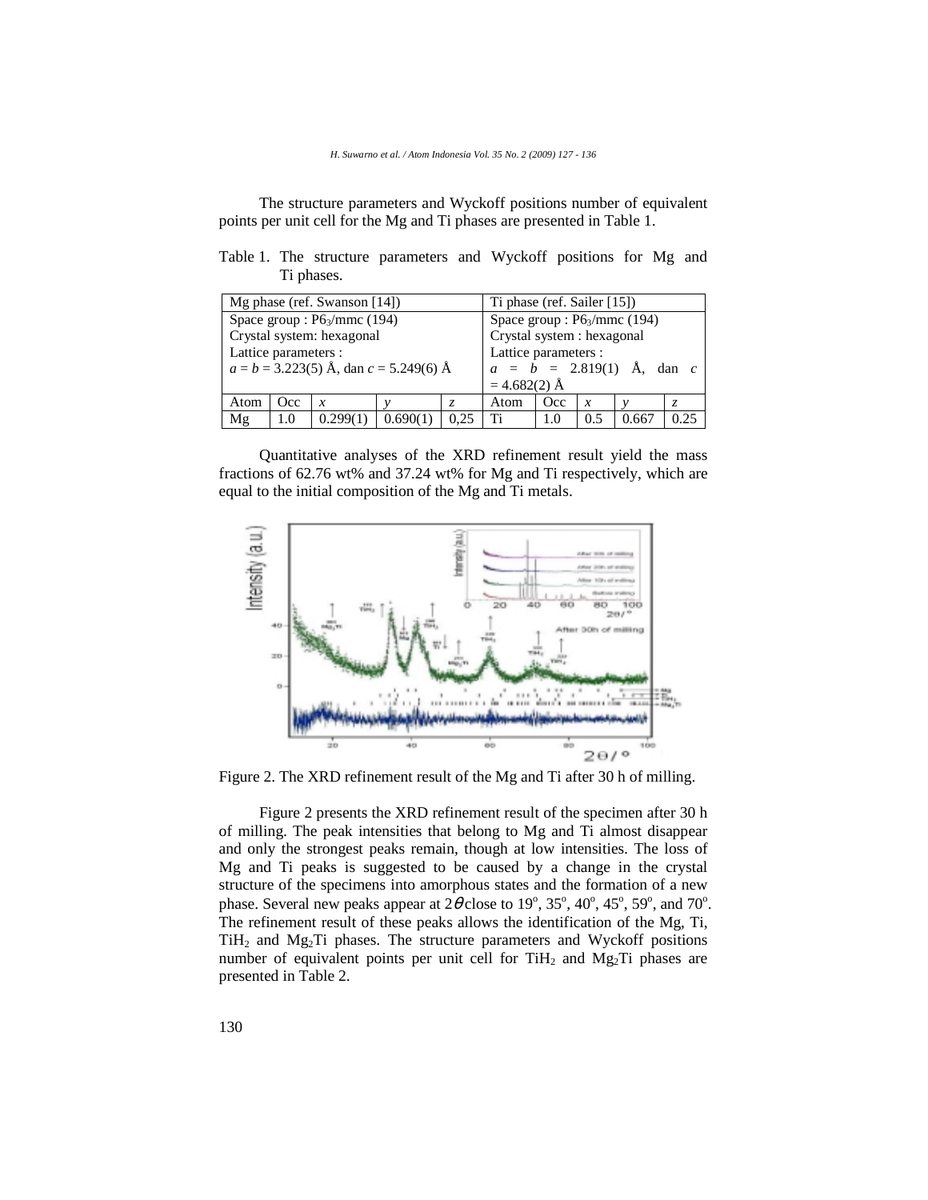The structure parameters and Wyckoff positions number of equivalent points per unit cell for the Mg and Ti phases are presented in Table 1.

Table 1. The structure parameters and Wyckoff positions for Mg and Ti phases.

| Mg phase (ref. Swanson [14]) | | | | | Ti phase (ref. Sailer [15]) | | | | |
|---|---|---|---|---|---|---|---|---|---|
| Space group : $P6_3/mmc$ (194)<br>Crystal system: hexagonal<br>Lattice parameters :<br>$a = b = 3.223(5)$ Å, dan $c = 5.249(6)$ Å | | | | | Space group : $P6_3/mmc$ (194)<br>Crystal system : hexagonal<br>Lattice parameters :<br>$a = b = 2.819(1)$ Å, dan $c = 4.682(2)$ Å | | | | |
| Atom | Occ | $x$ | $y$ | $z$ | Atom | Occ | $x$ | $y$ | $z$ |
| Mg | 1.0 | 0.299(1) | 0.690(1) | 0,25 | Ti | 1.0 | 0.5 | 0.667 | 0.25 |

Quantitative analyses of the XRD refinement result yield the mass fractions of 62.76 wt% and 37.24 wt% for Mg and Ti respectively, which are equal to the initial composition of the Mg and Ti metals.

Figure 2. The XRD refinement result of the Mg and Ti after 30 h of milling.

Figure 2 presents the XRD refinement result of the specimen after 30 h of milling. The peak intensities that belong to Mg and Ti almost disappear and only the strongest peaks remain, though at low intensities. The loss of Mg and Ti peaks is suggested to be caused by a change in the crystal structure of the specimens into amorphous states and the formation of a new phase. Several new peaks appear at $2\theta$ close to 19°, 35°, 40°, 45°, 59°, and 70°. The refinement result of these peaks allows the identification of the Mg, Ti, $TiH_2$ and $Mg_2Ti$ phases. The structure parameters and Wyckoff positions number of equivalent points per unit cell for $TiH_2$ and $Mg_2Ti$ phases are presented in Table 2.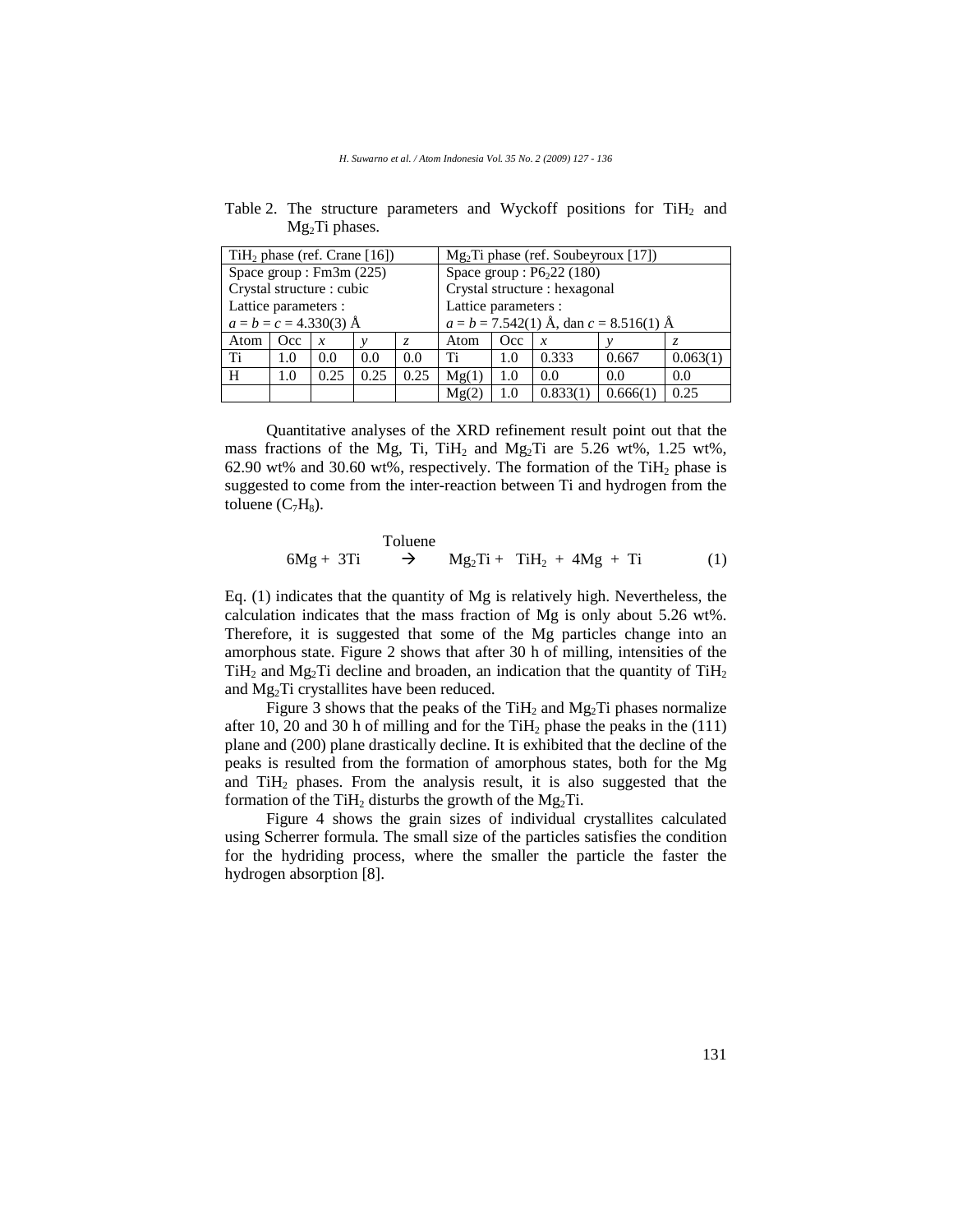Table 2. The structure parameters and Wyckoff positions for $TiH_2$ and $Mg_2Ti$ phases.

| $TiH_2$ phase (ref. Crane [16]) | | | | | $Mg_2Ti$ phase (ref. Soubeyroux [17]) | | | | |
|---|---|---|---|---|---|---|---|---|---|
| Space group : Fm3m (225) | | | | | Space group : $P6_222$ (180) | | | | |
| Crystal structure : cubic | | | | | Crystal structure : hexagonal | | | | |
| Lattice parameters : | | | | | Lattice parameters : | | | | |
| $a = b = c = 4.330(3)$ Å | | | | | $a = b = 7.542(1)$ Å, dan $c = 8.516(1)$ Å | | | | |
| Atom | Occ | *x* | *y* | *z* | Atom | Occ | *x* | *y* | *z* |
| Ti | 1.0 | 0.0 | 0.0 | 0.0 | Ti | 1.0 | 0.333 | 0.667 | 0.063(1) |
| H | 1.0 | 0.25 | 0.25 | 0.25 | Mg(1) | 1.0 | 0.0 | 0.0 | 0.0 |
| | | | | | Mg(2) | 1.0 | 0.833(1) | 0.666(1) | 0.25 |

Quantitative analyses of the XRD refinement result point out that the mass fractions of the Mg, Ti, $TiH_2$ and $Mg_2Ti$ are 5.26 wt%, 1.25 wt%, 62.90 wt% and 30.60 wt%, respectively. The formation of the $TiH_2$ phase is suggested to come from the inter-reaction between Ti and hydrogen from the toluene ($C_7H_8$).

$$6Mg + 3Ti \xrightarrow{\text{Toluene}} Mg_2Ti + TiH_2 + 4Mg + Ti \qquad (1)$$

Eq. (1) indicates that the quantity of Mg is relatively high. Nevertheless, the calculation indicates that the mass fraction of Mg is only about 5.26 wt%. Therefore, it is suggested that some of the Mg particles change into an amorphous state. Figure 2 shows that after 30 h of milling, intensities of the $TiH_2$ and $Mg_2Ti$ decline and broaden, an indication that the quantity of $TiH_2$ and $Mg_2Ti$ crystallites have been reduced.

Figure 3 shows that the peaks of the $TiH_2$ and $Mg_2Ti$ phases normalize after 10, 20 and 30 h of milling and for the $TiH_2$ phase the peaks in the (111) plane and (200) plane drastically decline. It is exhibited that the decline of the peaks is resulted from the formation of amorphous states, both for the Mg and $TiH_2$ phases. From the analysis result, it is also suggested that the formation of the $TiH_2$ disturbs the growth of the $Mg_2Ti$.

Figure 4 shows the grain sizes of individual crystallites calculated using Scherrer formula. The small size of the particles satisfies the condition for the hydriding process, where the smaller the particle the faster the hydrogen absorption [8].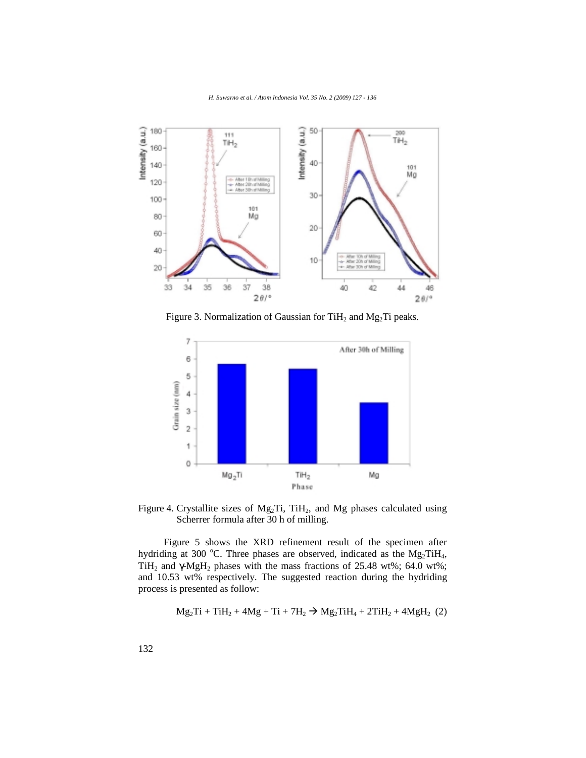Figure 3. Normalization of Gaussian for $TiH_2$ and $Mg_2Ti$ peaks.

Figure 4. Crystallite sizes of $Mg_2Ti$, $TiH_2$, and Mg phases calculated using Scherrer formula after 30 h of milling.

Figure 5 shows the XRD refinement result of the specimen after hydriding at 300 °C. Three phases are observed, indicated as the $Mg_2TiH_4$, $TiH_2$ and $\gamma$-$MgH_2$ phases with the mass fractions of 25.48 wt%; 64.0 wt%; and 10.53 wt% respectively. The suggested reaction during the hydriding process is presented as follow:

$$Mg_2Ti + TiH_2 + 4Mg + Ti + 7H_2 \rightarrow Mg_2TiH_4 + 2TiH_2 + 4MgH_2 \quad (2)$$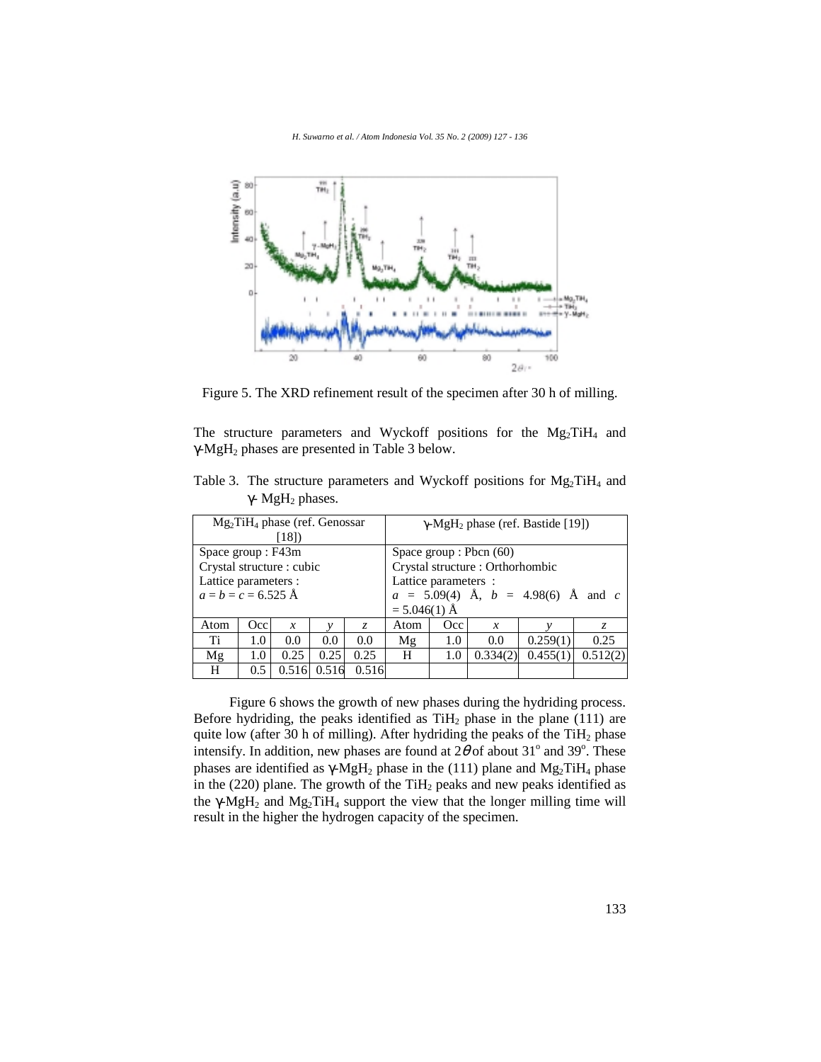Figure 5. The XRD refinement result of the specimen after 30 h of milling.

The structure parameters and Wyckoff positions for the $Mg_2TiH_4$ and γ-$MgH_2$ phases are presented in Table 3 below.

Table 3. The structure parameters and Wyckoff positions for $Mg_2TiH_4$ and γ- $MgH_2$ phases.

| $Mg_2TiH_4$ phase (ref. Genossar [18]) | | | | | γ-$MgH_2$ phase (ref. Bastide [19]) | | | | |
|---|---|---|---|---|---|---|---|---|---|
| Space group : F43m<br>Crystal structure : cubic<br>Lattice parameters :<br>*a* = *b* = *c* = 6.525 Å | | | | | Space group : Pbcn (60)<br>Crystal structure : Orthorhombic<br>Lattice parameters :<br>*a* = 5.09(4) Å, *b* = 4.98(6) Å and *c* = 5.046(1) Å | | | | |
| Atom | Occ | *x* | *y* | *z* | Atom | Occ | *x* | *y* | *z* |
| Ti | 1.0 | 0.0 | 0.0 | 0.0 | Mg | 1.0 | 0.0 | 0.259(1) | 0.25 |
| Mg | 1.0 | 0.25 | 0.25 | 0.25 | H | 1.0 | 0.334(2) | 0.455(1) | 0.512(2) |
| H | 0.5 | 0.516 | 0.516 | 0.516 | | | | | |

Figure 6 shows the growth of new phases during the hydriding process. Before hydriding, the peaks identified as $TiH_2$ phase in the plane (111) are quite low (after 30 h of milling). After hydriding the peaks of the $TiH_2$ phase intensify. In addition, new phases are found at $2\theta$ of about 31° and 39°. These phases are identified as γ-$MgH_2$ phase in the (111) plane and $Mg_2TiH_4$ phase in the (220) plane. The growth of the $TiH_2$ peaks and new peaks identified as the γ-$MgH_2$ and $Mg_2TiH_4$ support the view that the longer milling time will result in the higher the hydrogen capacity of the specimen.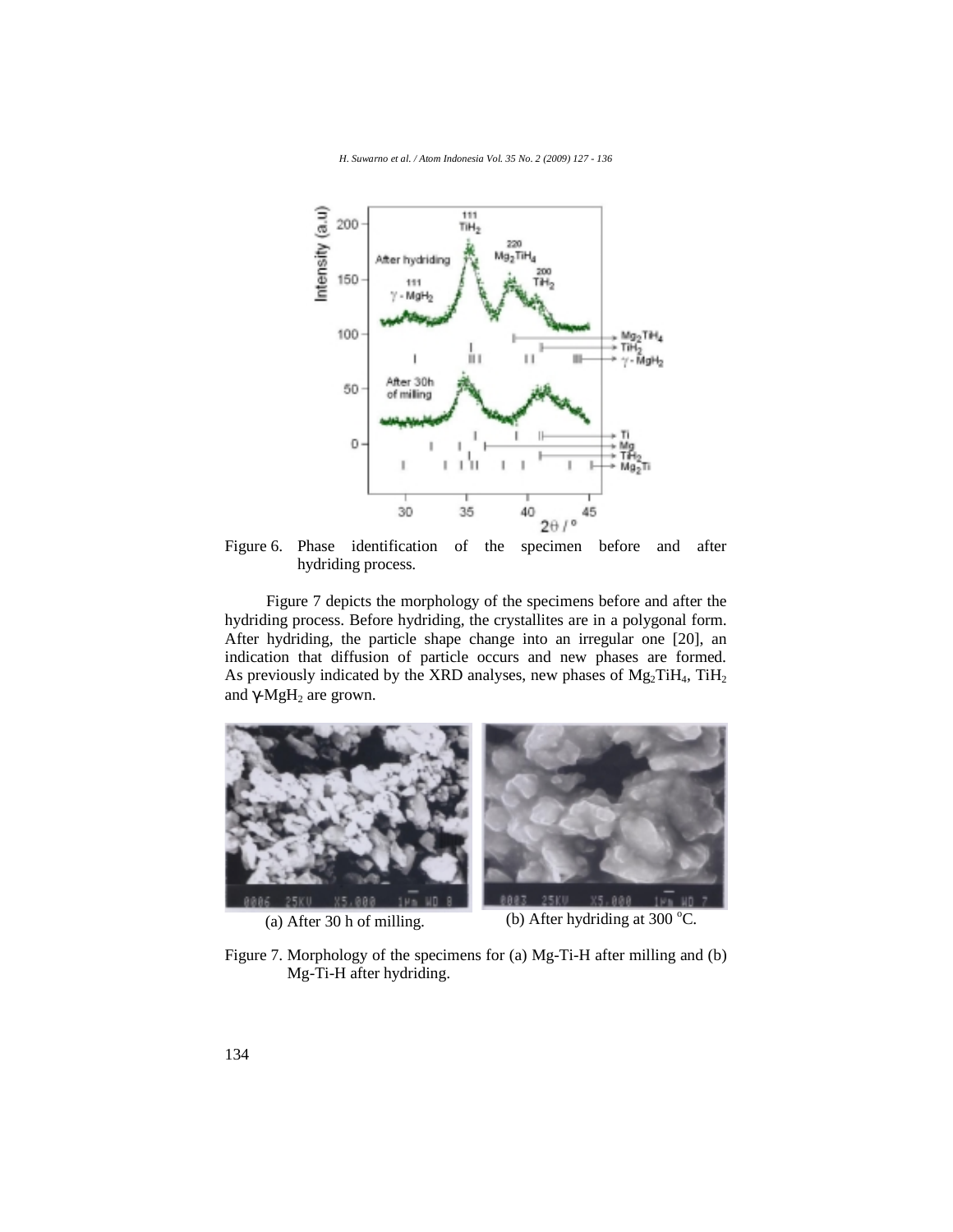Figure 6. Phase identification of the specimen before and after hydriding process.

Figure 7 depicts the morphology of the specimens before and after the hydriding process. Before hydriding, the crystallites are in a polygonal form. After hydriding, the particle shape change into an irregular one [20], an indication that diffusion of particle occurs and new phases are formed. As previously indicated by the XRD analyses, new phases of $Mg_2TiH_4$, $TiH_2$ and $\gamma$-$MgH_2$ are grown.

(a) After 30 h of milling.

(b) After hydriding at 300 $^oC$.

Figure 7. Morphology of the specimens for (a) Mg-Ti-H after milling and (b) Mg-Ti-H after hydriding.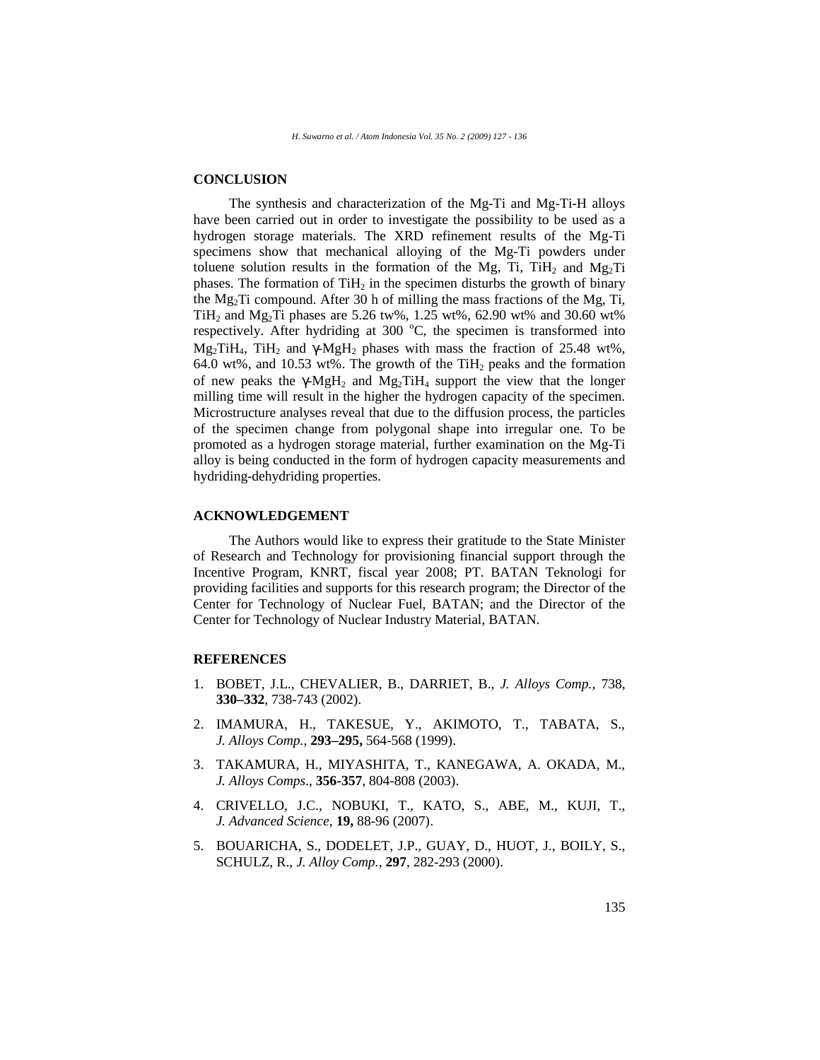## CONCLUSION

The synthesis and characterization of the Mg-Ti and Mg-Ti-H alloys have been carried out in order to investigate the possibility to be used as a hydrogen storage materials. The XRD refinement results of the Mg-Ti specimens show that mechanical alloying of the Mg-Ti powders under toluene solution results in the formation of the Mg, Ti, $TiH_2$ and $Mg_2Ti$ phases. The formation of $TiH_2$ in the specimen disturbs the growth of binary the $Mg_2Ti$ compound. After 30 h of milling the mass fractions of the Mg, Ti, $TiH_2$ and $Mg_2Ti$ phases are 5.26 tw%, 1.25 wt%, 62.90 wt% and 30.60 wt% respectively. After hydriding at 300 °C, the specimen is transformed into $Mg_2TiH_4$, $TiH_2$ and $\gamma$-$MgH_2$ phases with mass the fraction of 25.48 wt%, 64.0 wt%, and 10.53 wt%. The growth of the $TiH_2$ peaks and the formation of new peaks the $\gamma$-$MgH_2$ and $Mg_2TiH_4$ support the view that the longer milling time will result in the higher the hydrogen capacity of the specimen. Microstructure analyses reveal that due to the diffusion process, the particles of the specimen change from polygonal shape into irregular one. To be promoted as a hydrogen storage material, further examination on the Mg-Ti alloy is being conducted in the form of hydrogen capacity measurements and hydriding-dehydriding properties.

## ACKNOWLEDGEMENT

The Authors would like to express their gratitude to the State Minister of Research and Technology for provisioning financial support through the Incentive Program, KNRT, fiscal year 2008; PT. BATAN Teknologi for providing facilities and supports for this research program; the Director of the Center for Technology of Nuclear Fuel, BATAN; and the Director of the Center for Technology of Nuclear Industry Material, BATAN.

## REFERENCES

1. BOBET, J.L., CHEVALIER, B., DARRIET, B., *J. Alloys Comp.*, 738, **330–332**, 738-743 (2002).
2. IMAMURA, H., TAKESUE, Y., AKIMOTO, T., TABATA, S., *J. Alloys Comp.*, **293–295,** 564-568 (1999).
3. TAKAMURA, H., MIYASHITA, T., KANEGAWA, A. OKADA, M., *J. Alloys Comps*., **356-357**, 804-808 (2003).
4. CRIVELLO, J.C., NOBUKI, T., KATO, S., ABE, M., KUJI, T., *J. Advanced Science*, **19,** 88-96 (2007).
5. BOUARICHA, S., DODELET, J.P., GUAY, D., HUOT, J., BOILY, S., SCHULZ, R., *J. Alloy Comp.*, **297**, 282-293 (2000).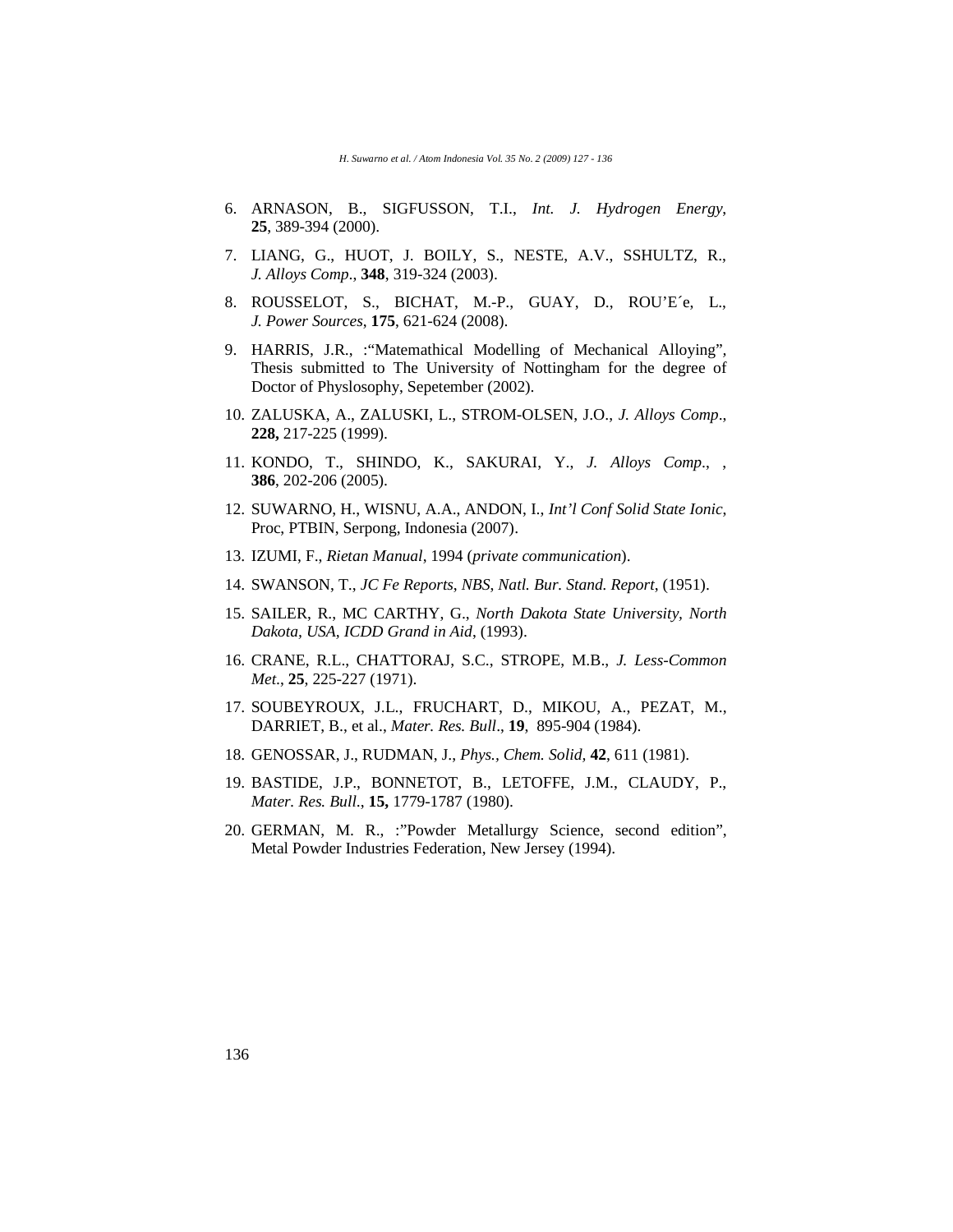6. ARNASON, B., SIGFUSSON, T.I., *Int. J. Hydrogen Energy*, **25**, 389-394 (2000).

7. LIANG, G., HUOT, J. BOILY, S., NESTE, A.V., SSHULTZ, R., *J. Alloys Comp*., **348**, 319-324 (2003).

8. ROUSSELOT, S., BICHAT, M.-P., GUAY, D., ROU'E´e, L., *J. Power Sources*, **175**, 621-624 (2008).

9. HARRIS, J.R., :"Matemathical Modelling of Mechanical Alloying", Thesis submitted to The University of Nottingham for the degree of Doctor of Physlosophy, Sepetember (2002).

10. ZALUSKA, A., ZALUSKI, L., STROM-OLSEN, J.O., *J. Alloys Comp*., **228,** 217-225 (1999).

11. KONDO, T., SHINDO, K., SAKURAI, Y., *J. Alloys Comp*., , **386**, 202-206 (2005).

12. SUWARNO, H., WISNU, A.A., ANDON, I., *Int'l Conf Solid State Ionic*, Proc, PTBIN, Serpong, Indonesia (2007).

13. IZUMI, F., *Rietan Manual*, 1994 (*private communication*).

14. SWANSON, T., *JC Fe Reports, NBS, Natl. Bur. Stand. Report*, (1951).

15. SAILER, R., MC CARTHY, G., *North Dakota State University, North Dakota, USA, ICDD Grand in Aid*, (1993).

16. CRANE, R.L., CHATTORAJ, S.C., STROPE, M.B., *J. Less-Common Met*., **25**, 225-227 (1971).

17. SOUBEYROUX, J.L., FRUCHART, D., MIKOU, A., PEZAT, M., DARRIET, B., et al., *Mater. Res. Bull*., **19**, 895-904 (1984).

18. GENOSSAR, J., RUDMAN, J., *Phys., Chem. Solid*, **42**, 611 (1981).

19. BASTIDE, J.P., BONNETOT, B., LETOFFE, J.M., CLAUDY, P., *Mater. Res. Bull*., **15,** 1779-1787 (1980).

20. GERMAN, M. R., :"Powder Metallurgy Science, second edition", Metal Powder Industries Federation, New Jersey (1994).